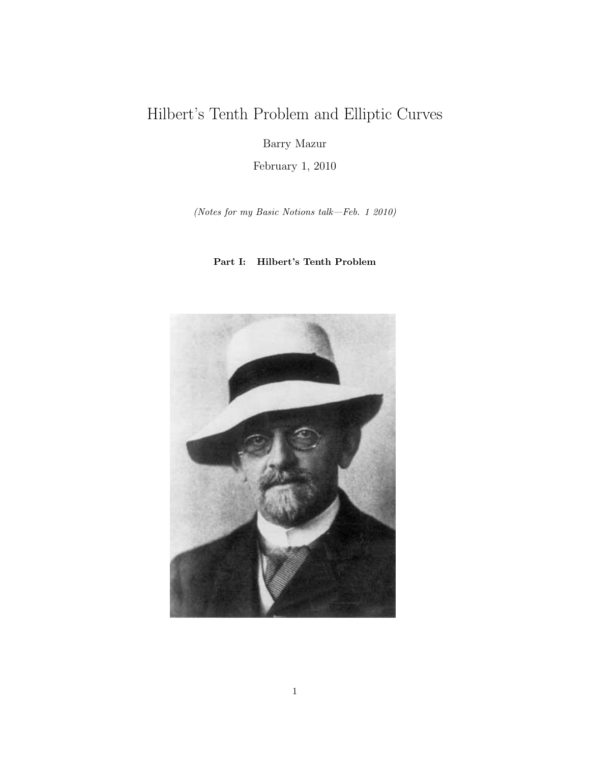# Hilbert's Tenth Problem and Elliptic Curves

Barry Mazur

February 1, 2010

*(Notes for my Basic Notions talk—Feb. 1 2010)*

**Part I: Hilbert's Tenth Problem**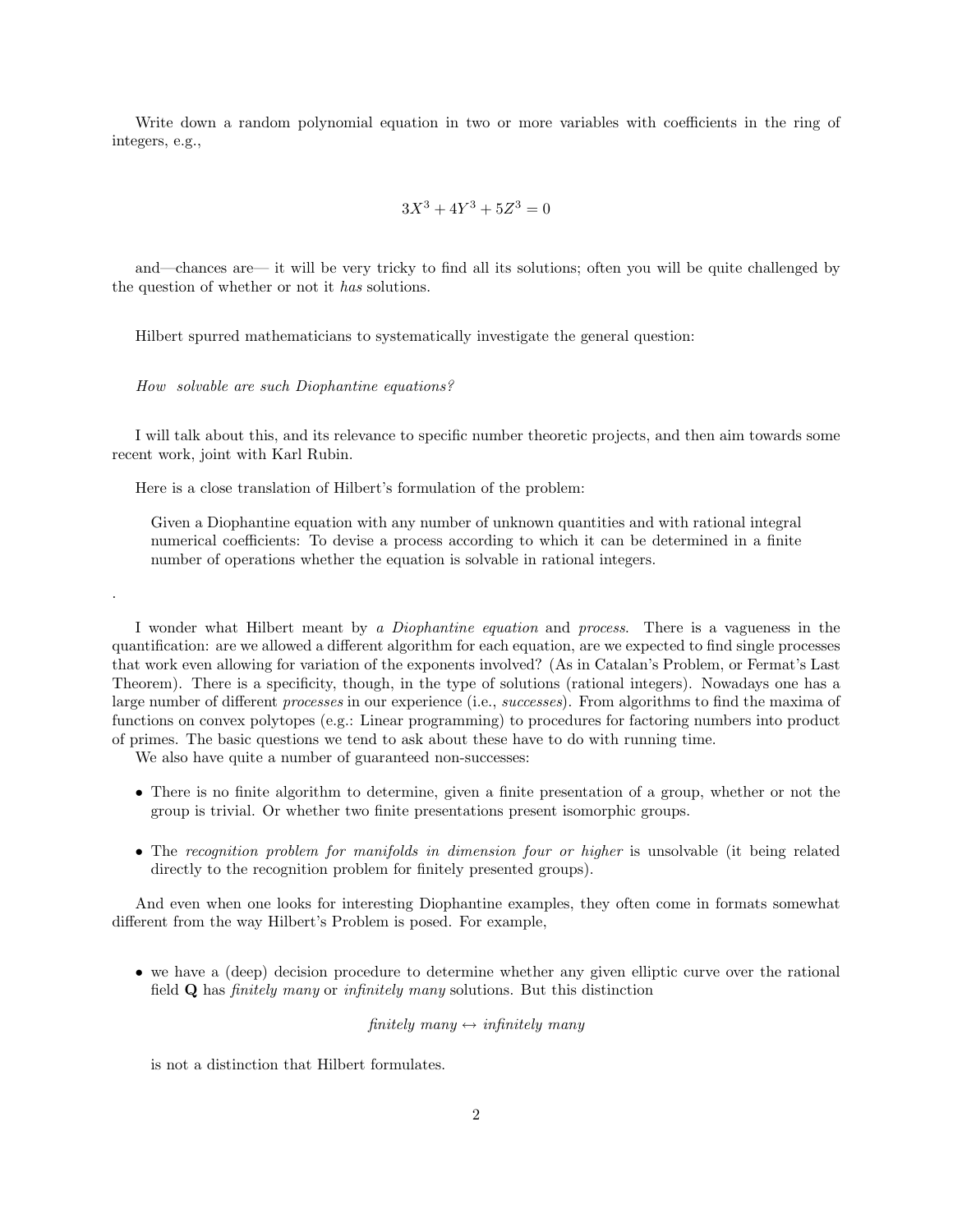Write down a random polynomial equation in two or more variables with coefficients in the ring of integers, e.g.,

$$3X^3 + 4Y^3 + 5Z^3 = 0$$

and—chances are— it will be very tricky to find all its solutions; often you will be quite challenged by the question of whether or not it *has* solutions.

Hilbert spurred mathematicians to systematically investigate the general question:

*How solvable are such Diophantine equations?*

I will talk about this, and its relevance to specific number theoretic projects, and then aim towards some recent work, joint with Karl Rubin.

Here is a close translation of Hilbert's formulation of the problem:

> Given a Diophantine equation with any number of unknown quantities and with rational integral numerical coefficients: To devise a process according to which it can be determined in a finite number of operations whether the equation is solvable in rational integers.

.

I wonder what Hilbert meant by *a Diophantine equation* and *process*. There is a vagueness in the quantification: are we allowed a different algorithm for each equation, are we expected to find single processes that work even allowing for variation of the exponents involved? (As in Catalan's Problem, or Fermat's Last Theorem). There is a specificity, though, in the type of solutions (rational integers). Nowadays one has a large number of different *processes* in our experience (i.e., *successes*). From algorithms to find the maxima of functions on convex polytopes (e.g.: Linear programming) to procedures for factoring numbers into product of primes. The basic questions we tend to ask about these have to do with running time.

We also have quite a number of guaranteed non-successes:

- There is no finite algorithm to determine, given a finite presentation of a group, whether or not the group is trivial. Or whether two finite presentations present isomorphic groups.
- The *recognition problem for manifolds in dimension four or higher* is unsolvable (it being related directly to the recognition problem for finitely presented groups).

And even when one looks for interesting Diophantine examples, they often come in formats somewhat different from the way Hilbert's Problem is posed. For example,

- we have a (deep) decision procedure to determine whether any given elliptic curve over the rational field **Q** has *finitely many* or *infinitely many* solutions. But this distinction

  $$\textit{finitely many} \leftrightarrow \textit{infinitely many}$$

  is not a distinction that Hilbert formulates.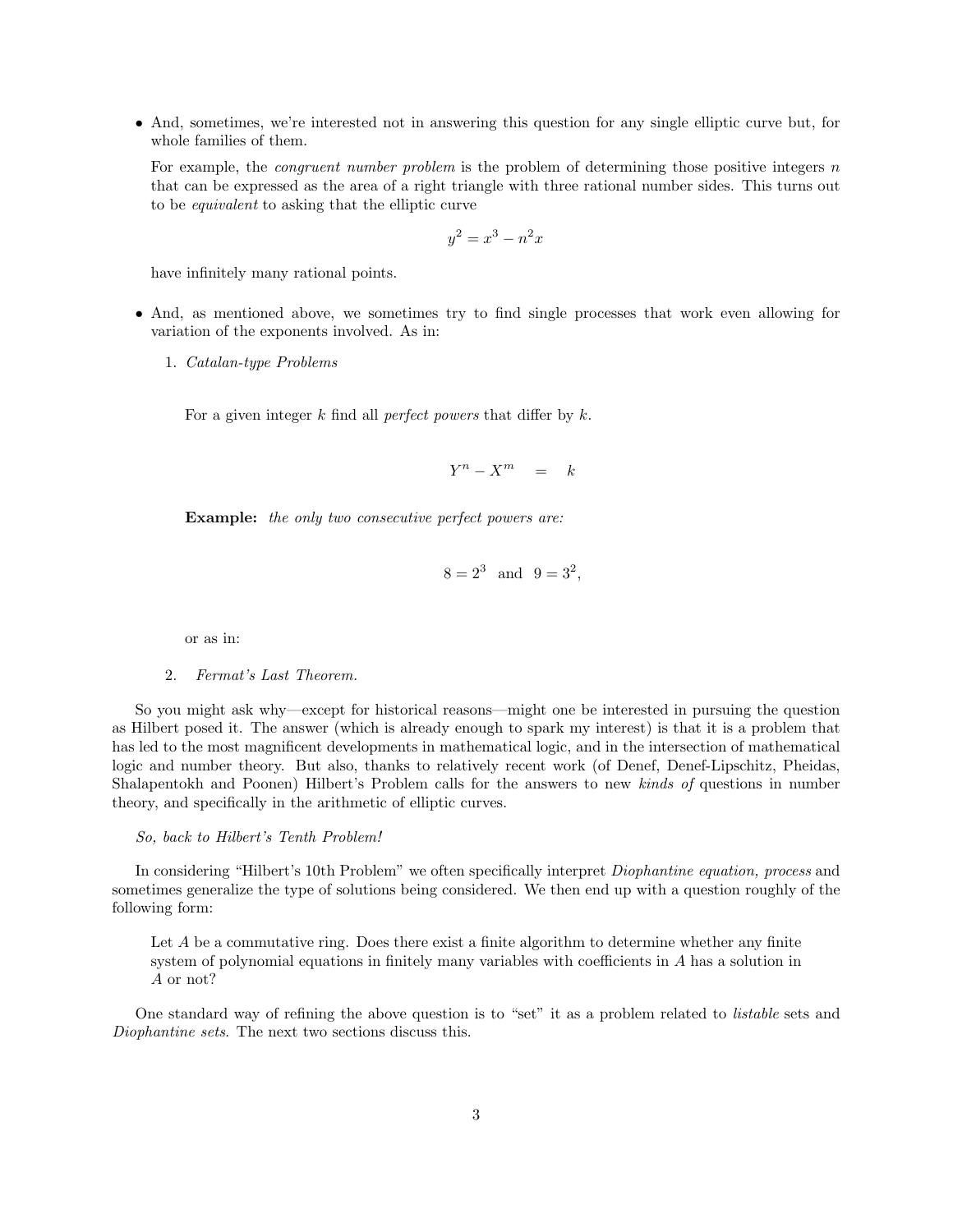- And, sometimes, we're interested not in answering this question for any single elliptic curve but, for whole families of them.

  For example, the *congruent number problem* is the problem of determining those positive integers $n$ that can be expressed as the area of a right triangle with three rational number sides. This turns out to be *equivalent* to asking that the elliptic curve

  $$y^2 = x^3 - n^2 x$$

  have infinitely many rational points.

- And, as mentioned above, we sometimes try to find single processes that work even allowing for variation of the exponents involved. As in:

  1. *Catalan-type Problems*

     For a given integer $k$ find all *perfect powers* that differ by $k$.

     $$Y^n - X^m \quad = \quad k$$

     **Example:** *the only two consecutive perfect powers are:*

     $$8 = 2^3 \text{ and } 9 = 3^2,$$

     or as in:

  2. *Fermat's Last Theorem.*

So you might ask why—except for historical reasons—might one be interested in pursuing the question as Hilbert posed it. The answer (which is already enough to spark my interest) is that it is a problem that has led to the most magnificent developments in mathematical logic, and in the intersection of mathematical logic and number theory. But also, thanks to relatively recent work (of Denef, Denef-Lipschitz, Pheidas, Shalapentokh and Poonen) Hilbert's Problem calls for the answers to new *kinds of* questions in number theory, and specifically in the arithmetic of elliptic curves.

*So, back to Hilbert's Tenth Problem!*

In considering "Hilbert's 10th Problem" we often specifically interpret *Diophantine equation, process* and sometimes generalize the type of solutions being considered. We then end up with a question roughly of the following form:

> Let $A$ be a commutative ring. Does there exist a finite algorithm to determine whether any finite system of polynomial equations in finitely many variables with coefficients in $A$ has a solution in $A$ or not?

One standard way of refining the above question is to "set" it as a problem related to *listable* sets and *Diophantine sets*. The next two sections discuss this.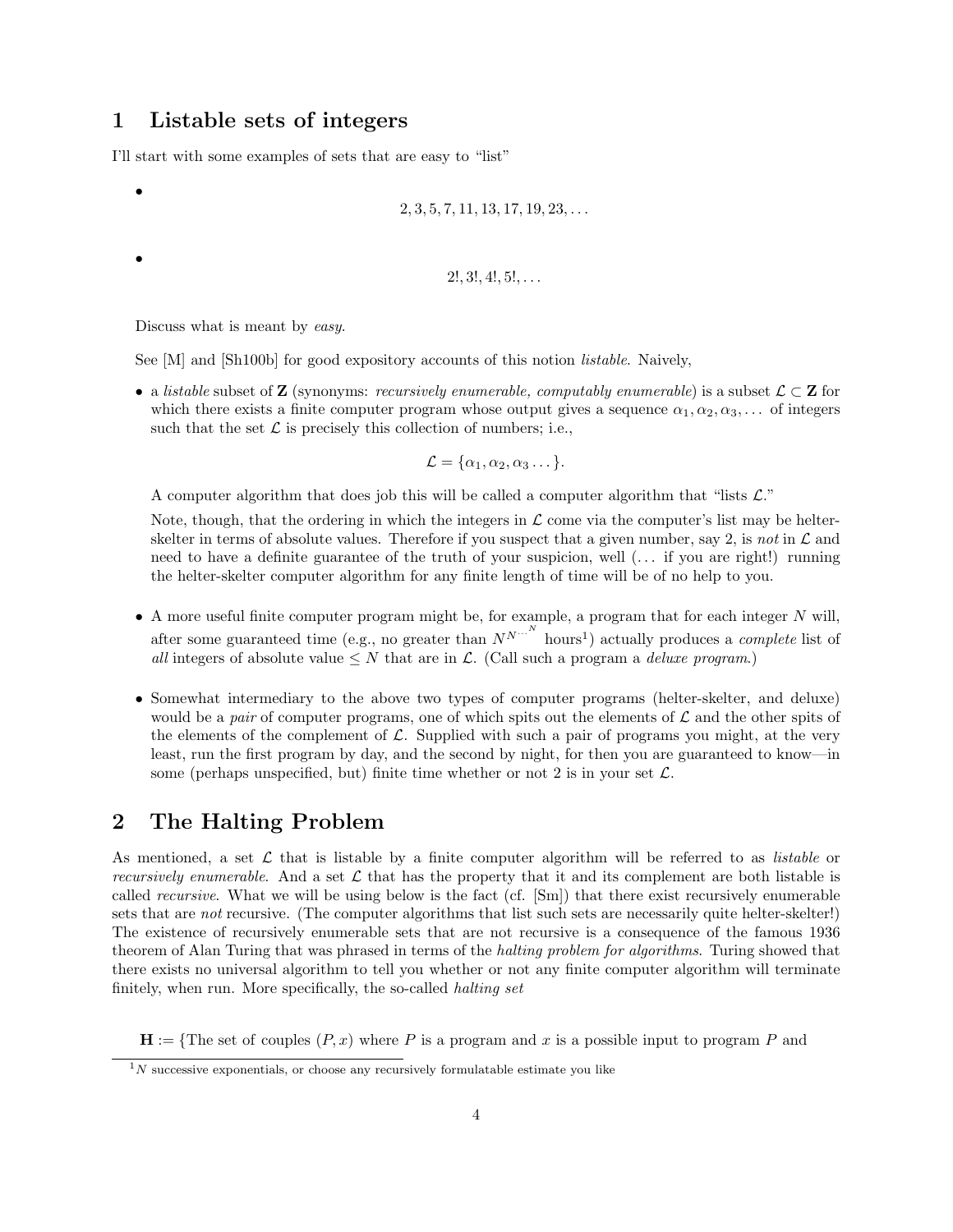## 1 Listable sets of integers

I'll start with some examples of sets that are easy to "list"

- $$2, 3, 5, 7, 11, 13, 17, 19, 23, \ldots$$

- $$2!, 3!, 4!, 5!, \ldots$$

Discuss what is meant by *easy*.

See [M] and [Sh100b] for good expository accounts of this notion *listable*. Naively,

- a *listable* subset of $\mathbf{Z}$ (synonyms: *recursively enumerable, computably enumerable*) is a subset $\mathcal{L} \subset \mathbf{Z}$ for which there exists a finite computer program whose output gives a sequence $\alpha_1, \alpha_2, \alpha_3, \ldots$ of integers such that the set $\mathcal{L}$ is precisely this collection of numbers; i.e.,

$$\mathcal{L} = \{\alpha_1, \alpha_2, \alpha_3 \ldots\}.$$

  A computer algorithm that does job this will be called a computer algorithm that "lists $\mathcal{L}$."

  Note, though, that the ordering in which the integers in $\mathcal{L}$ come via the computer's list may be helter-skelter in terms of absolute values. Therefore if you suspect that a given number, say 2, is *not* in $\mathcal{L}$ and need to have a definite guarantee of the truth of your suspicion, well (... if you are right!) running the helter-skelter computer algorithm for any finite length of time will be of no help to you.

- A more useful finite computer program might be, for example, a program that for each integer $N$ will, after some guaranteed time (e.g., no greater than $N^{N^{\cdots^{N}}}$ hours[1]) actually produces a *complete* list of *all* integers of absolute value $\leq N$ that are in $\mathcal{L}$. (Call such a program a *deluxe program*.)

- Somewhat intermediary to the above two types of computer programs (helter-skelter, and deluxe) would be a *pair* of computer programs, one of which spits out the elements of $\mathcal{L}$ and the other spits of the elements of the complement of $\mathcal{L}$. Supplied with such a pair of programs you might, at the very least, run the first program by day, and the second by night, for then you are guaranteed to know—in some (perhaps unspecified, but) finite time whether or not 2 is in your set $\mathcal{L}$.

## 2 The Halting Problem

As mentioned, a set $\mathcal{L}$ that is listable by a finite computer algorithm will be referred to as *listable* or *recursively enumerable*. And a set $\mathcal{L}$ that has the property that it and its complement are both listable is called *recursive*. What we will be using below is the fact (cf. [Sm]) that there exist recursively enumerable sets that are *not* recursive. (The computer algorithms that list such sets are necessarily quite helter-skelter!) The existence of recursively enumerable sets that are not recursive is a consequence of the famous 1936 theorem of Alan Turing that was phrased in terms of the *halting problem for algorithms*. Turing showed that there exists no universal algorithm to tell you whether or not any finite computer algorithm will terminate finitely, when run. More specifically, the so-called *halting set*

$\mathbf{H} :=$ {The set of couples $(P, x)$ where $P$ is a program and $x$ is a possible input to program $P$ and

[1] $N$ successive exponentials, or choose any recursively formulatable estimate you like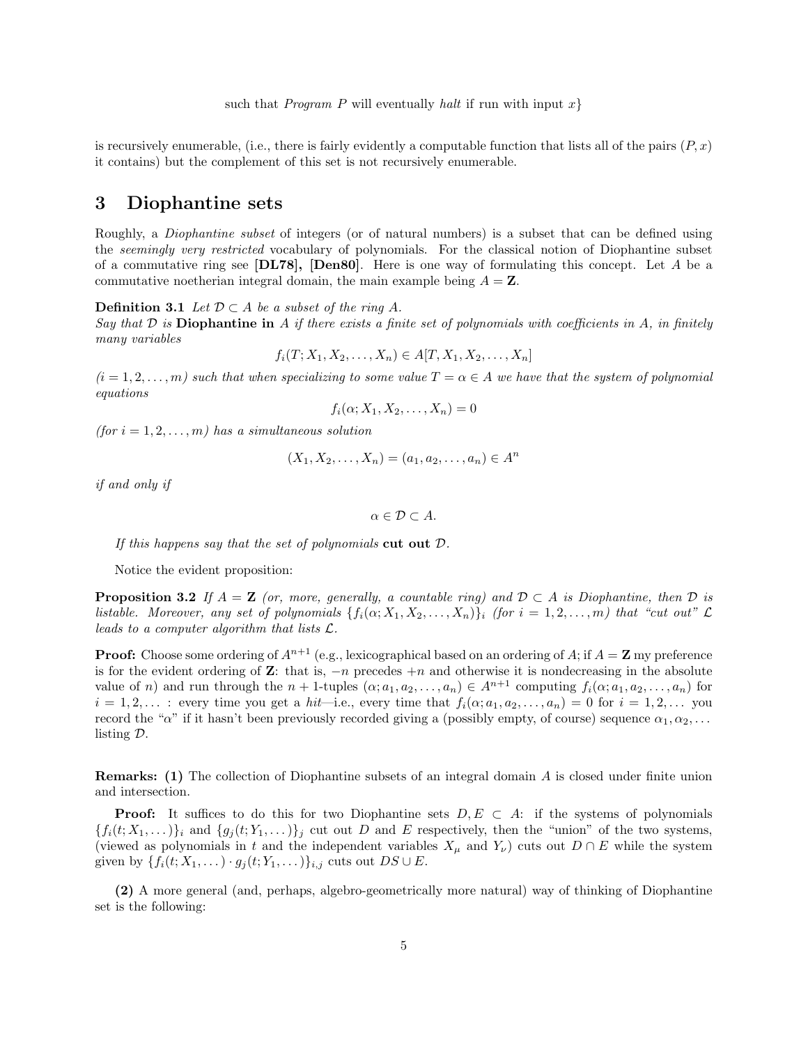such that *Program* $P$ will eventually *halt* if run with input $x$}

is recursively enumerable, (i.e., there is fairly evidently a computable function that lists all of the pairs $(P, x)$ it contains) but the complement of this set is not recursively enumerable.

## 3 Diophantine sets

Roughly, a *Diophantine subset* of integers (or of natural numbers) is a subset that can be defined using the *seemingly very restricted* vocabulary of polynomials. For the classical notion of Diophantine subset of a commutative ring see **[DL78], [Den80]**. Here is one way of formulating this concept. Let $A$ be a commutative noetherian integral domain, the main example being $A = \mathbf{Z}$.

**Definition 3.1** *Let $\mathcal{D} \subset A$ be a subset of the ring $A$.*
*Say that $\mathcal{D}$ is* **Diophantine in** *$A$ if there exists a finite set of polynomials with coefficients in $A$, in finitely many variables*

$$f_i(T; X_1, X_2, \ldots, X_n) \in A[T, X_1, X_2, \ldots, X_n]$$

*($i = 1, 2, \ldots, m$) such that when specializing to some value $T = \alpha \in A$ we have that the system of polynomial equations*

$$f_i(\alpha; X_1, X_2, \ldots, X_n) = 0$$

*(for $i = 1, 2, \ldots, m$) has a simultaneous solution*

$$(X_1, X_2, \ldots, X_n) = (a_1, a_2, \ldots, a_n) \in A^n$$

*if and only if*

$$\alpha \in \mathcal{D} \subset A.$$

*If this happens say that the set of polynomials* **cut out** *$\mathcal{D}$.*

Notice the evident proposition:

**Proposition 3.2** *If $A = \mathbf{Z}$ (or, more, generally, a countable ring) and $\mathcal{D} \subset A$ is Diophantine, then $\mathcal{D}$ is listable. Moreover, any set of polynomials $\{f_i(\alpha; X_1, X_2, \ldots, X_n)\}_i$ (for $i = 1, 2, \ldots, m$) that "cut out" $\mathcal{L}$ leads to a computer algorithm that lists $\mathcal{L}$.*

**Proof:** Choose some ordering of $A^{n+1}$ (e.g., lexicographical based on an ordering of $A$; if $A = \mathbf{Z}$ my preference is for the evident ordering of $\mathbf{Z}$: that is, $-n$ precedes $+n$ and otherwise it is nondecreasing in the absolute value of $n$) and run through the $n+1$-tuples $(\alpha; a_1, a_2, \ldots, a_n) \in A^{n+1}$ computing $f_i(\alpha; a_1, a_2, \ldots, a_n)$ for $i = 1, 2, \ldots$ : every time you get a *hit*—i.e., every time that $f_i(\alpha; a_1, a_2, \ldots, a_n) = 0$ for $i = 1, 2, \ldots$ you record the "$\alpha$" if it hasn't been previously recorded giving a (possibly empty, of course) sequence $\alpha_1, \alpha_2, \ldots$ listing $\mathcal{D}$.

**Remarks: (1)** The collection of Diophantine subsets of an integral domain $A$ is closed under finite union and intersection.

**Proof:** It suffices to do this for two Diophantine sets $D, E \subset A$: if the systems of polynomials $\{f_i(t; X_1, \ldots)\}_i$ and $\{g_j(t; Y_1, \ldots)\}_j$ cut out $D$ and $E$ respectively, then the "union" of the two systems, (viewed as polynomials in $t$ and the independent variables $X_\mu$ and $Y_\nu$) cuts out $D \cap E$ while the system given by $\{f_i(t; X_1, \ldots) \cdot g_j(t; Y_1, \ldots)\}_{i,j}$ cuts out $DS \cup E$.

**(2)** A more general (and, perhaps, algebro-geometrically more natural) way of thinking of Diophantine set is the following: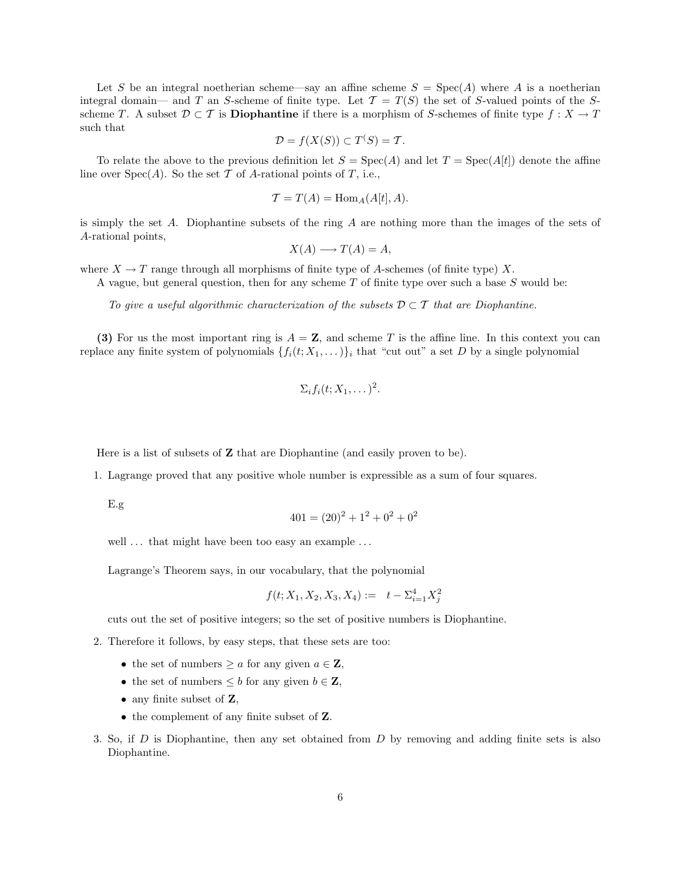Let $S$ be an integral noetherian scheme—say an affine scheme $S = \mathrm{Spec}(A)$ where $A$ is a noetherian integral domain— and $T$ an $S$-scheme of finite type. Let $\mathcal{T} = T(S)$ the set of $S$-valued points of the $S$-scheme $T$. A subset $\mathcal{D} \subset \mathcal{T}$ is **Diophantine** if there is a morphism of $S$-schemes of finite type $f : X \to T$ such that

$$\mathcal{D} = f(X(S)) \subset T(S) = \mathcal{T}.$$

To relate the above to the previous definition let $S = \mathrm{Spec}(A)$ and let $T = \mathrm{Spec}(A[t])$ denote the affine line over $\mathrm{Spec}(A)$. So the set $\mathcal{T}$ of $A$-rational points of $T$, i.e.,

$$\mathcal{T} = T(A) = \mathrm{Hom}_A(A[t], A).$$

is simply the set $A$. Diophantine subsets of the ring $A$ are nothing more than the images of the sets of $A$-rational points,

$$X(A) \longrightarrow T(A) = A,$$

where $X \to T$ range through all morphisms of finite type of $A$-schemes (of finite type) $X$.

A vague, but general question, then for any scheme $T$ of finite type over such a base $S$ would be:

*To give a useful algorithmic characterization of the subsets $\mathcal{D} \subset \mathcal{T}$ that are Diophantine.*

**(3)** For us the most important ring is $A = \mathbf{Z}$, and scheme $T$ is the affine line. In this context you can replace any finite system of polynomials $\{f_i(t; X_1, \dots)\}_i$ that "cut out" a set $D$ by a single polynomial

$$\Sigma_i f_i(t; X_1, \dots)^2.$$

Here is a list of subsets of $\mathbf{Z}$ that are Diophantine (and easily proven to be).

1. Lagrange proved that any positive whole number is expressible as a sum of four squares.

   E.g

   $$401 = (20)^2 + 1^2 + 0^2 + 0^2$$

   well ... that might have been too easy an example ...

   Lagrange's Theorem says, in our vocabulary, that the polynomial

   $$f(t; X_1, X_2, X_3, X_4) := \quad t - \Sigma_{i=1}^4 X_j^2$$

   cuts out the set of positive integers; so the set of positive numbers is Diophantine.

2. Therefore it follows, by easy steps, that these sets are too:

   - the set of numbers $\geq a$ for any given $a \in \mathbf{Z}$,
   - the set of numbers $\leq b$ for any given $b \in \mathbf{Z}$,
   - any finite subset of $\mathbf{Z}$,
   - the complement of any finite subset of $\mathbf{Z}$.

3. So, if $D$ is Diophantine, then any set obtained from $D$ by removing and adding finite sets is also Diophantine.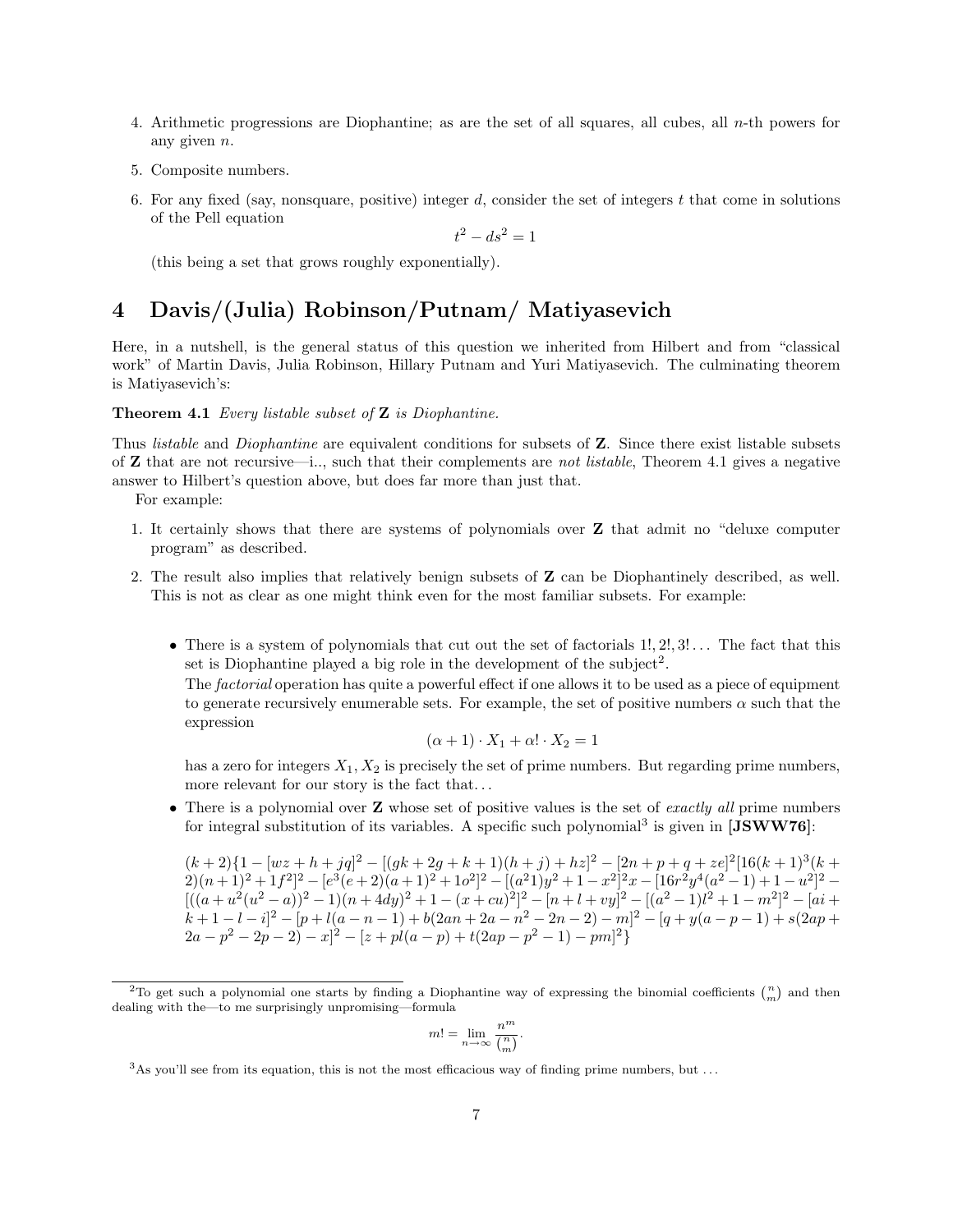4. Arithmetic progressions are Diophantine; as are the set of all squares, all cubes, all $n$-th powers for any given $n$.

5. Composite numbers.

6. For any fixed (say, nonsquare, positive) integer $d$, consider the set of integers $t$ that come in solutions of the Pell equation

$$t^2 - ds^2 = 1$$

(this being a set that grows roughly exponentially).

# 4 Davis/(Julia) Robinson/Putnam/ Matiyasevich

Here, in a nutshell, is the general status of this question we inherited from Hilbert and from "classical work" of Martin Davis, Julia Robinson, Hillary Putnam and Yuri Matiyasevich. The culminating theorem is Matiyasevich's:

**Theorem 4.1** *Every listable subset of* $\mathbf{Z}$ *is Diophantine.*

Thus *listable* and *Diophantine* are equivalent conditions for subsets of $\mathbf{Z}$. Since there exist listable subsets of $\mathbf{Z}$ that are not recursive—i.., such that their complements are *not listable*, Theorem 4.1 gives a negative answer to Hilbert's question above, but does far more than just that.

For example:

1. It certainly shows that there are systems of polynomials over $\mathbf{Z}$ that admit no "deluxe computer program" as described.

2. The result also implies that relatively benign subsets of $\mathbf{Z}$ can be Diophantinely described, as well. This is not as clear as one might think even for the most familiar subsets. For example:

   - There is a system of polynomials that cut out the set of factorials $1!, 2!, 3! \dots$ The fact that this set is Diophantine played a big role in the development of the subject[2].

     The *factorial* operation has quite a powerful effect if one allows it to be used as a piece of equipment to generate recursively enumerable sets. For example, the set of positive numbers $\alpha$ such that the expression

     $$(\alpha + 1) \cdot X_1 + \alpha! \cdot X_2 = 1$$

     has a zero for integers $X_1, X_2$ is precisely the set of prime numbers. But regarding prime numbers, more relevant for our story is the fact that...

   - There is a polynomial over $\mathbf{Z}$ whose set of positive values is the set of *exactly all* prime numbers for integral substitution of its variables. A specific such polynomial[3] is given in **[JSWW76]**:

     $(k+2)\{1 - [wz + h + jq]^2 - [(gk + 2g + k + 1)(h + j) + hz]^2 - [2n + p + q + ze]^2[16(k + 1)^3(k + 2)(n + 1)^2 + 1f^2]^2 - [e^3(e + 2)(a + 1)^2 + 1o^2]^2 - [(a^21)y^2 + 1 - x^2]^2x - [16r^2y^4(a^2 - 1) + 1 - u^2]^2 - [((a + u^2(u^2 - a))^2 - 1)(n + 4dy)^2 + 1 - (x + cu)^2]^2 - [n + l + vy]^2 - [(a^2 - 1)l^2 + 1 - m^2]^2 - [ai + k + 1 - l - i]^2 - [p + l(a - n - 1) + b(2an + 2a - n^2 - 2n - 2) - m]^2 - [q + y(a - p - 1) + s(2ap + 2a - p^2 - 2p - 2) - x]^2 - [z + pl(a - p) + t(2ap - p^2 - 1) - pm]^2\}$

---

[2] To get such a polynomial one starts by finding a Diophantine way of expressing the binomial coefficients $\binom{n}{m}$ and then dealing with the—to me surprisingly unpromising—formula

$$m! = \lim_{n \to \infty} \frac{n^m}{\binom{n}{m}}.$$

[3] As you'll see from its equation, this is not the most efficacious way of finding prime numbers, but ...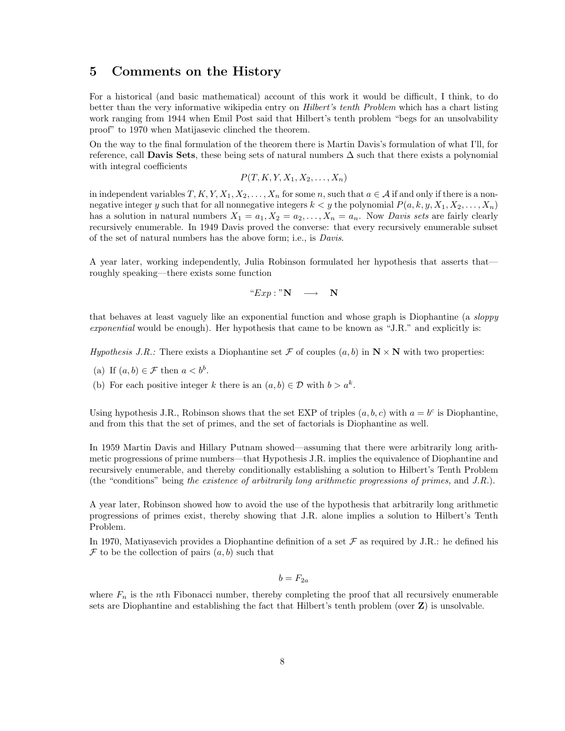## 5 Comments on the History

For a historical (and basic mathematical) account of this work it would be difficult, I think, to do better than the very informative wikipedia entry on *Hilbert's tenth Problem* which has a chart listing work ranging from 1944 when Emil Post said that Hilbert's tenth problem "begs for an unsolvability proof" to 1970 when Matijasevic clinched the theorem.

On the way to the final formulation of the theorem there is Martin Davis's formulation of what I'll, for reference, call **Davis Sets**, these being sets of natural numbers $\Delta$ such that there exists a polynomial with integral coefficients

$$P(T, K, Y, X_1, X_2, \ldots, X_n)$$

in independent variables $T, K, Y, X_1, X_2, \ldots, X_n$ for some $n$, such that $a \in \mathcal{A}$ if and only if there is a non-negative integer $y$ such that for all nonnegative integers $k < y$ the polynomial $P(a, k, y, X_1, X_2, \ldots, X_n)$ has a solution in natural numbers $X_1 = a_1, X_2 = a_2, \ldots, X_n = a_n$. Now *Davis sets* are fairly clearly recursively enumerable. In 1949 Davis proved the converse: that every recursively enumerable subset of the set of natural numbers has the above form; i.e., is *Davis*.

A year later, working independently, Julia Robinson formulated her hypothesis that asserts that—roughly speaking—there exists some function

$$\text{"}Exp: \text{"}\mathbf{N} \quad \longrightarrow \quad \mathbf{N}$$

that behaves at least vaguely like an exponential function and whose graph is Diophantine (a *sloppy exponential* would be enough). Her hypothesis that came to be known as "J.R." and explicitly is:

*Hypothesis J.R.:* There exists a Diophantine set $\mathcal{F}$ of couples $(a, b)$ in $\mathbf{N} \times \mathbf{N}$ with two properties:

(a) If $(a, b) \in \mathcal{F}$ then $a < b^b$.

(b) For each positive integer $k$ there is an $(a, b) \in \mathcal{D}$ with $b > a^k$.

Using hypothesis J.R., Robinson shows that the set EXP of triples $(a, b, c)$ with $a = b^c$ is Diophantine, and from this that the set of primes, and the set of factorials is Diophantine as well.

In 1959 Martin Davis and Hillary Putnam showed—assuming that there were arbitrarily long arithmetic progressions of prime numbers—that Hypothesis J.R. implies the equivalence of Diophantine and recursively enumerable, and thereby conditionally establishing a solution to Hilbert's Tenth Problem (the "conditions" being *the existence of arbitrarily long arithmetic progressions of primes,* and *J.R.*).

A year later, Robinson showed how to avoid the use of the hypothesis that arbitrarily long arithmetic progressions of primes exist, thereby showing that J.R. alone implies a solution to Hilbert's Tenth Problem.

In 1970, Matiyasevich provides a Diophantine definition of a set $\mathcal{F}$ as required by J.R.: he defined his $\mathcal{F}$ to be the collection of pairs $(a, b)$ such that

$$b = F_{2a}$$

where $F_n$ is the $n$th Fibonacci number, thereby completing the proof that all recursively enumerable sets are Diophantine and establishing the fact that Hilbert's tenth problem (over $\mathbf{Z}$) is unsolvable.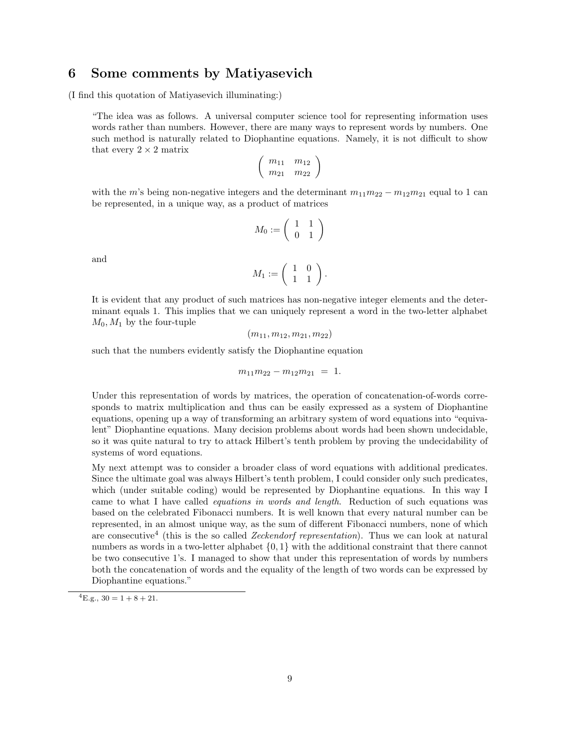## 6 Some comments by Matiyasevich

(I find this quotation of Matiyasevich illuminating:)

> "The idea was as follows. A universal computer science tool for representing information uses words rather than numbers. However, there are many ways to represent words by numbers. One such method is naturally related to Diophantine equations. Namely, it is not difficult to show that every $2 \times 2$ matrix
>
> $$\begin{pmatrix} m_{11} & m_{12} \\ m_{21} & m_{22} \end{pmatrix}$$
>
> with the $m$'s being non-negative integers and the determinant $m_{11}m_{22} - m_{12}m_{21}$ equal to 1 can be represented, in a unique way, as a product of matrices
>
> $$M_0 := \begin{pmatrix} 1 & 1 \\ 0 & 1 \end{pmatrix}$$
>
> and
>
> $$M_1 := \begin{pmatrix} 1 & 0 \\ 1 & 1 \end{pmatrix}.$$
>
> It is evident that any product of such matrices has non-negative integer elements and the determinant equals 1. This implies that we can uniquely represent a word in the two-letter alphabet $M_0, M_1$ by the four-tuple
>
> $$(m_{11}, m_{12}, m_{21}, m_{22})$$
>
> such that the numbers evidently satisfy the Diophantine equation
>
> $$m_{11}m_{22} - m_{12}m_{21} \; = \; 1.$$
>
> Under this representation of words by matrices, the operation of concatenation-of-words corresponds to matrix multiplication and thus can be easily expressed as a system of Diophantine equations, opening up a way of transforming an arbitrary system of word equations into "equivalent" Diophantine equations. Many decision problems about words had been shown undecidable, so it was quite natural to try to attack Hilbert's tenth problem by proving the undecidability of systems of word equations.
>
> My next attempt was to consider a broader class of word equations with additional predicates. Since the ultimate goal was always Hilbert's tenth problem, I could consider only such predicates, which (under suitable coding) would be represented by Diophantine equations. In this way I came to what I have called *equations in words and length*. Reduction of such equations was based on the celebrated Fibonacci numbers. It is well known that every natural number can be represented, in an almost unique way, as the sum of different Fibonacci numbers, none of which are consecutive[4] (this is the so called *Zeckendorf representation*). Thus we can look at natural numbers as words in a two-letter alphabet $\{0, 1\}$ with the additional constraint that there cannot be two consecutive 1's. I managed to show that under this representation of words by numbers both the concatenation of words and the equality of the length of two words can be expressed by Diophantine equations."

[4] E.g., $30 = 1 + 8 + 21$.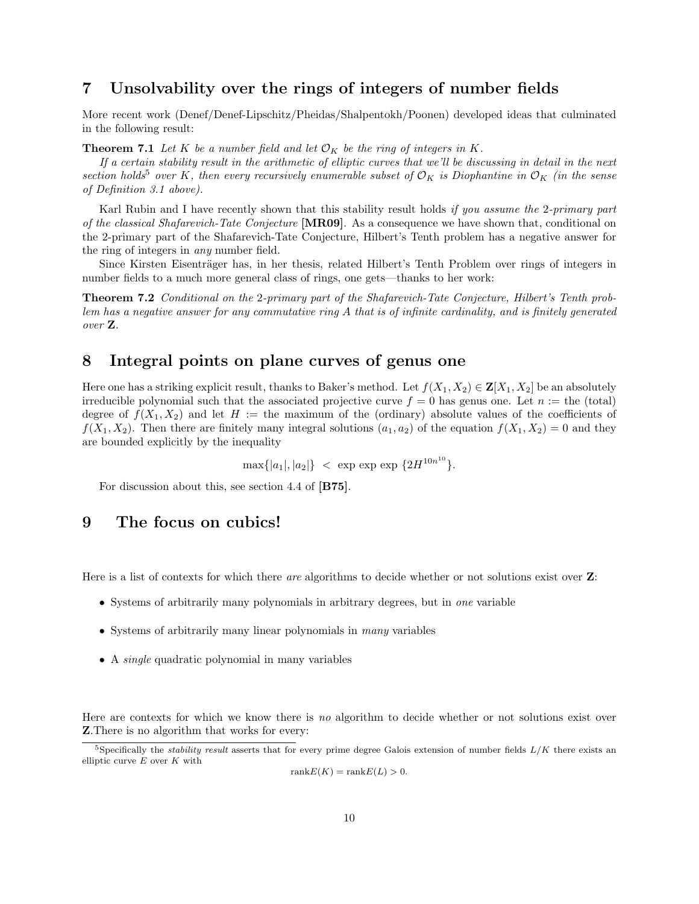## 7 Unsolvability over the rings of integers of number fields

More recent work (Denef/Denef-Lipschitz/Pheidas/Shalpentokh/Poonen) developed ideas that culminated in the following result:

**Theorem 7.1** *Let $K$ be a number field and let $\mathcal{O}_K$ be the ring of integers in $K$.*

*If a certain stability result in the arithmetic of elliptic curves that we'll be discussing in detail in the next section holds*[5] *over $K$, then every recursively enumerable subset of $\mathcal{O}_K$ is Diophantine in $\mathcal{O}_K$ (in the sense of Definition 3.1 above).*

Karl Rubin and I have recently shown that this stability result holds *if you assume the* 2*-primary part of the classical Shafarevich-Tate Conjecture* [**MR09**]. As a consequence we have shown that, conditional on the 2-primary part of the Shafarevich-Tate Conjecture, Hilbert's Tenth problem has a negative answer for the ring of integers in *any* number field.

Since Kirsten Eisenträger has, in her thesis, related Hilbert's Tenth Problem over rings of integers in number fields to a much more general class of rings, one gets—thanks to her work:

**Theorem 7.2** *Conditional on the* 2*-primary part of the Shafarevich-Tate Conjecture, Hilbert's Tenth problem has a negative answer for any commutative ring $A$ that is of infinite cardinality, and is finitely generated over* $\mathbf{Z}$.

## 8 Integral points on plane curves of genus one

Here one has a striking explicit result, thanks to Baker's method. Let $f(X_1, X_2) \in \mathbf{Z}[X_1, X_2]$ be an absolutely irreducible polynomial such that the associated projective curve $f = 0$ has genus one. Let $n :=$ the (total) degree of $f(X_1, X_2)$ and let $H :=$ the maximum of the (ordinary) absolute values of the coefficients of $f(X_1, X_2)$. Then there are finitely many integral solutions $(a_1, a_2)$ of the equation $f(X_1, X_2) = 0$ and they are bounded explicitly by the inequality

$$\max\{|a_1|, |a_2|\} \ < \ \exp\exp\exp\ \{2H^{10n^{10}}\}.$$

For discussion about this, see section 4.4 of [**B75**].

## 9 The focus on cubics!

Here is a list of contexts for which there *are* algorithms to decide whether or not solutions exist over $\mathbf{Z}$:

- Systems of arbitrarily many polynomials in arbitrary degrees, but in *one* variable
- Systems of arbitrarily many linear polynomials in *many* variables
- A *single* quadratic polynomial in many variables

Here are contexts for which we know there is *no* algorithm to decide whether or not solutions exist over $\mathbf{Z}$.There is no algorithm that works for every:

---

[5] Specifically the *stability result* asserts that for every prime degree Galois extension of number fields $L/K$ there exists an elliptic curve $E$ over $K$ with

$$\text{rank}E(K) = \text{rank}E(L) > 0.$$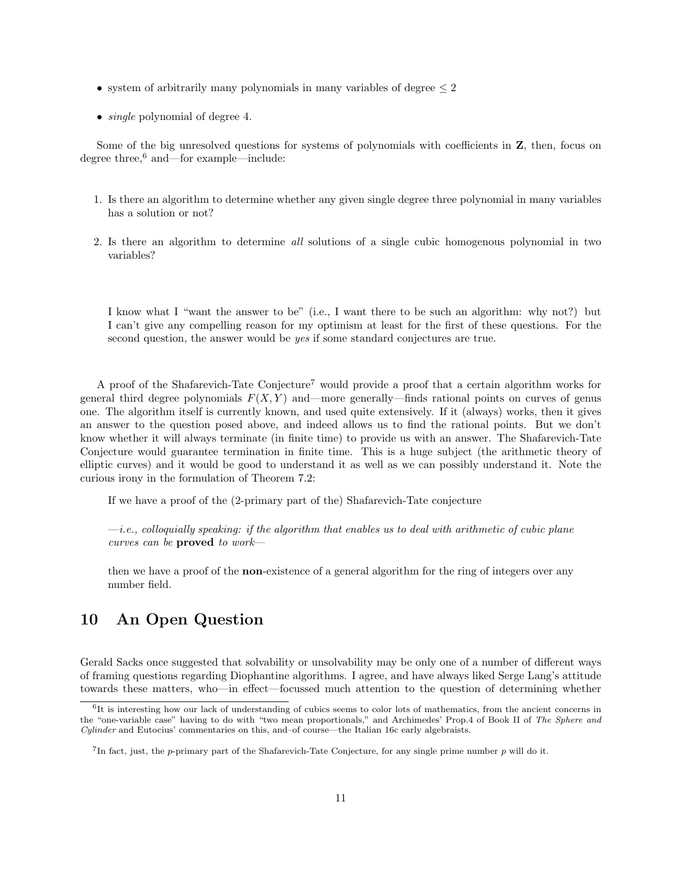- system of arbitrarily many polynomials in many variables of degree $\leq 2$
- *single* polynomial of degree 4.

Some of the big unresolved questions for systems of polynomials with coefficients in $\mathbf{Z}$, then, focus on degree three,[6] and—for example—include:

1. Is there an algorithm to determine whether any given single degree three polynomial in many variables has a solution or not?
2. Is there an algorithm to determine *all* solutions of a single cubic homogenous polynomial in two variables?

> I know what I "want the answer to be" (i.e., I want there to be such an algorithm: why not?) but I can't give any compelling reason for my optimism at least for the first of these questions. For the second question, the answer would be *yes* if some standard conjectures are true.

A proof of the Shafarevich-Tate Conjecture[7] would provide a proof that a certain algorithm works for general third degree polynomials $F(X, Y)$ and—more generally—finds rational points on curves of genus one. The algorithm itself is currently known, and used quite extensively. If it (always) works, then it gives an answer to the question posed above, and indeed allows us to find the rational points. But we don't know whether it will always terminate (in finite time) to provide us with an answer. The Shafarevich-Tate Conjecture would guarantee termination in finite time. This is a huge subject (the arithmetic theory of elliptic curves) and it would be good to understand it as well as we can possibly understand it. Note the curious irony in the formulation of Theorem 7.2:

> If we have a proof of the (2-primary part of the) Shafarevich-Tate conjecture
>
> —*i.e., colloquially speaking: if the algorithm that enables us to deal with arithmetic of cubic plane curves can be* **proved** *to work*—
>
> then we have a proof of the **non**-existence of a general algorithm for the ring of integers over any number field.

## 10 An Open Question

Gerald Sacks once suggested that solvability or unsolvability may be only one of a number of different ways of framing questions regarding Diophantine algorithms. I agree, and have always liked Serge Lang's attitude towards these matters, who—in effect—focussed much attention to the question of determining whether

---

[6] It is interesting how our lack of understanding of cubics seems to color lots of mathematics, from the ancient concerns in the "one-variable case" having to do with "two mean proportionals," and Archimedes' Prop.4 of Book II of *The Sphere and Cylinder* and Eutocius' commentaries on this, and–of course—the Italian 16c early algebraists.

[7] In fact, just, the $p$-primary part of the Shafarevich-Tate Conjecture, for any single prime number $p$ will do it.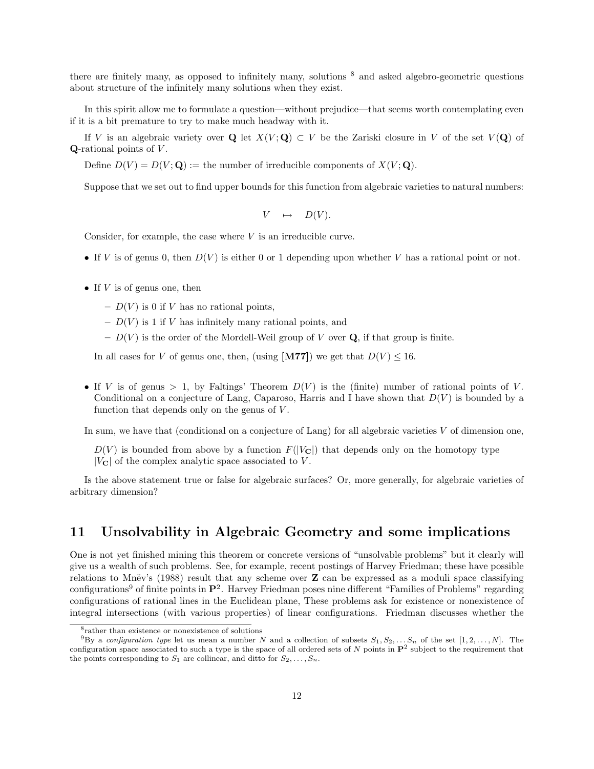there are finitely many, as opposed to infinitely many, solutions [8] and asked algebro-geometric questions about structure of the infinitely many solutions when they exist.

In this spirit allow me to formulate a question—without prejudice—that seems worth contemplating even if it is a bit premature to try to make much headway with it.

If $V$ is an algebraic variety over $\mathbf{Q}$ let $X(V;\mathbf{Q}) \subset V$ be the Zariski closure in $V$ of the set $V(\mathbf{Q})$ of $\mathbf{Q}$-rational points of $V$.

Define $D(V) = D(V;\mathbf{Q}) :=$ the number of irreducible components of $X(V;\mathbf{Q})$.

Suppose that we set out to find upper bounds for this function from algebraic varieties to natural numbers:

$$V \quad \mapsto \quad D(V).$$

Consider, for example, the case where $V$ is an irreducible curve.

- If $V$ is of genus 0, then $D(V)$ is either 0 or 1 depending upon whether $V$ has a rational point or not.
- If $V$ is of genus one, then
  - $D(V)$ is 0 if $V$ has no rational points,
  - $D(V)$ is 1 if $V$ has infinitely many rational points, and
  - $D(V)$ is the order of the Mordell-Weil group of $V$ over $\mathbf{Q}$, if that group is finite.

  In all cases for $V$ of genus one, then, (using **[M77]**) we get that $D(V) \leq 16$.
- If $V$ is of genus $> 1$, by Faltings' Theorem $D(V)$ is the (finite) number of rational points of $V$. Conditional on a conjecture of Lang, Caparoso, Harris and I have shown that $D(V)$ is bounded by a function that depends only on the genus of $V$.

In sum, we have that (conditional on a conjecture of Lang) for all algebraic varieties $V$ of dimension one,

> $D(V)$ is bounded from above by a function $F(|V_{\mathbf{C}}|)$ that depends only on the homotopy type $|V_{\mathbf{C}}|$ of the complex analytic space associated to $V$.

Is the above statement true or false for algebraic surfaces? Or, more generally, for algebraic varieties of arbitrary dimension?

## 11 Unsolvability in Algebraic Geometry and some implications

One is not yet finished mining this theorem or concrete versions of "unsolvable problems" but it clearly will give us a wealth of such problems. See, for example, recent postings of Harvey Friedman; these have possible relations to Mnëv's (1988) result that any scheme over $\mathbf{Z}$ can be expressed as a moduli space classifying configurations[9] of finite points in $\mathbf{P}^2$. Harvey Friedman poses nine different "Families of Problems" regarding configurations of rational lines in the Euclidean plane, These problems ask for existence or nonexistence of integral intersections (with various properties) of linear configurations. Friedman discusses whether the

---

[8] rather than existence or nonexistence of solutions

[9] By a *configuration type* let us mean a number $N$ and a collection of subsets $S_1, S_2, \dots S_n$ of the set $[1, 2, \dots, N]$. The configuration space associated to such a type is the space of all ordered sets of $N$ points in $\mathbf{P}^2$ subject to the requirement that the points corresponding to $S_1$ are collinear, and ditto for $S_2, \dots, S_n$.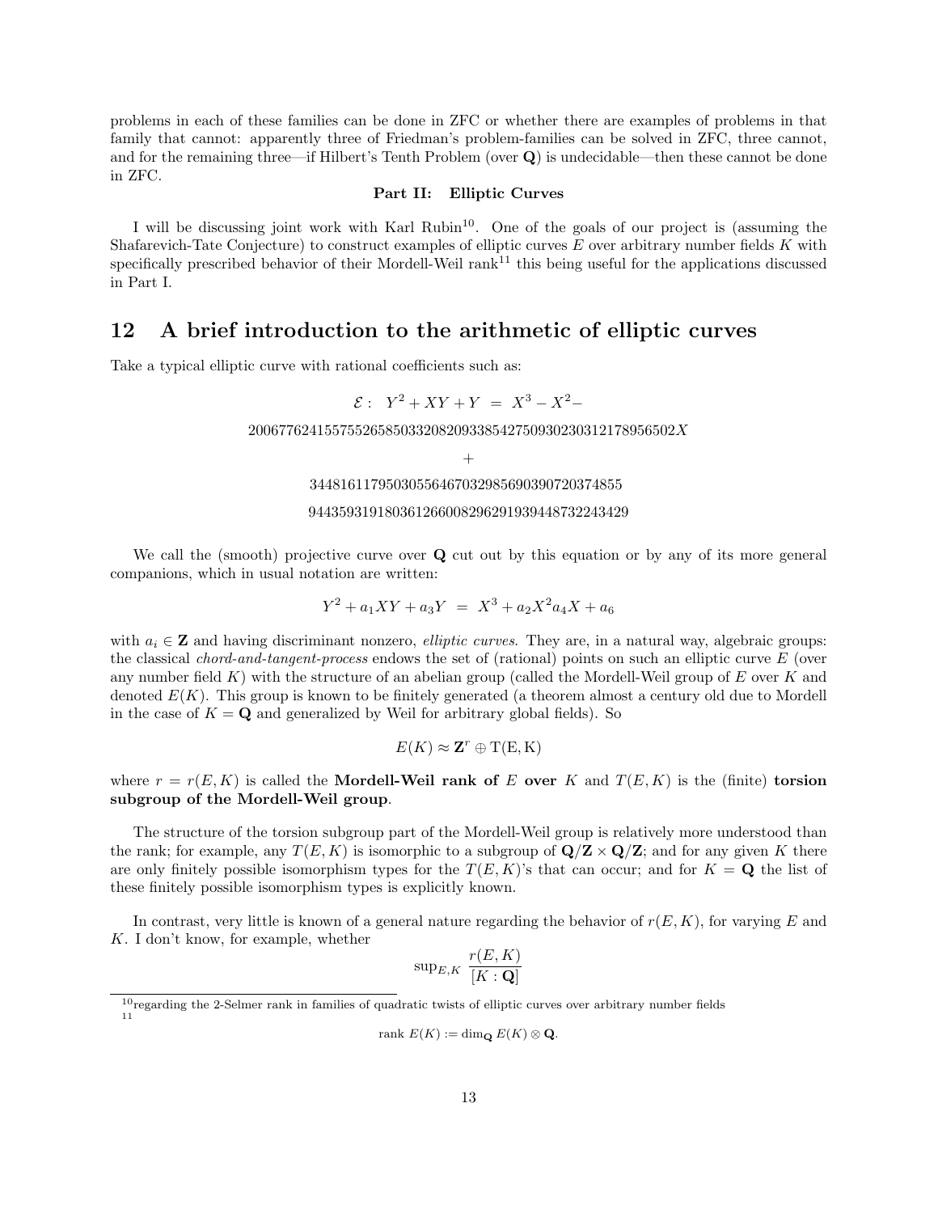problems in each of these families can be done in ZFC or whether there are examples of problems in that family that cannot: apparently three of Friedman's problem-families can be solved in ZFC, three cannot, and for the remaining three—if Hilbert's Tenth Problem (over $\mathbf{Q}$) is undecidable—then these cannot be done in ZFC.

**Part II: Elliptic Curves**

I will be discussing joint work with Karl Rubin[10]. One of the goals of our project is (assuming the Shafarevich-Tate Conjecture) to construct examples of elliptic curves $E$ over arbitrary number fields $K$ with specifically prescribed behavior of their Mordell-Weil rank[11] this being useful for the applications discussed in Part I.

## 12 A brief introduction to the arithmetic of elliptic curves

Take a typical elliptic curve with rational coefficients such as:

$$\mathcal{E}: \;\; Y^2 + XY + Y \;=\; X^3 - X^2 -$$

$$2006776241557552658503320820933854275093023031217895650 2X$$

$$+$$

$$34481611795030556467032985690390720374855$$

$$944359319180361266008296291939448732243429$$

We call the (smooth) projective curve over $\mathbf{Q}$ cut out by this equation or by any of its more general companions, which in usual notation are written:

$$Y^2 + a_1XY + a_3Y \;=\; X^3 + a_2X^2a_4X + a_6$$

with $a_i \in \mathbf{Z}$ and having discriminant nonzero, *elliptic curves*. They are, in a natural way, algebraic groups: the classical *chord-and-tangent-process* endows the set of (rational) points on such an elliptic curve $E$ (over any number field $K$) with the structure of an abelian group (called the Mordell-Weil group of $E$ over $K$ and denoted $E(K)$. This group is known to be finitely generated (a theorem almost a century old due to Mordell in the case of $K = \mathbf{Q}$ and generalized by Weil for arbitrary global fields). So

$$E(K) \approx \mathbf{Z}^r \oplus \mathrm{T(E,K)}$$

where $r = r(E, K)$ is called the **Mordell-Weil rank of** $E$ **over** $K$ and $T(E, K)$ is the (finite) **torsion subgroup of the Mordell-Weil group**.

The structure of the torsion subgroup part of the Mordell-Weil group is relatively more understood than the rank; for example, any $T(E, K)$ is isomorphic to a subgroup of $\mathbf{Q}/\mathbf{Z} \times \mathbf{Q}/\mathbf{Z}$; and for any given $K$ there are only finitely possible isomorphism types for the $T(E, K)$'s that can occur; and for $K = \mathbf{Q}$ the list of these finitely possible isomorphism types is explicitly known.

In contrast, very little is known of a general nature regarding the behavior of $r(E, K)$, for varying $E$ and $K$. I don't know, for example, whether

$$\sup_{E,K} \; \frac{r(E, K)}{[K : \mathbf{Q}]}$$

---

[10] regarding the 2-Selmer rank in families of quadratic twists of elliptic curves over arbitrary number fields

[11]

$$\text{rank } E(K) := \dim_{\mathbf{Q}} E(K) \otimes \mathbf{Q}.$$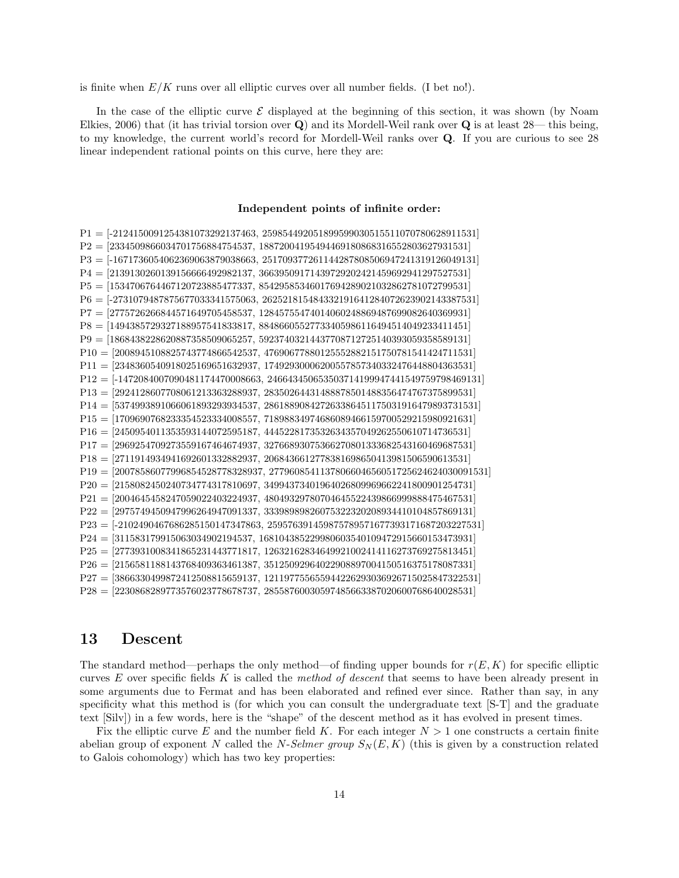is finite when $E/K$ runs over all elliptic curves over all number fields. (I bet no!).

In the case of the elliptic curve $\mathcal{E}$ displayed at the beginning of this section, it was shown (by Noam Elkies, 2006) that (it has trivial torsion over $\mathbf{Q}$) and its Mordell-Weil rank over $\mathbf{Q}$ is at least 28— this being, to my knowledge, the current world's record for Mordell-Weil ranks over $\mathbf{Q}$. If you are curious to see 28 linear independent rational points on this curve, here they are:

**Independent points of infinite order:**

P1 = [-2124150091254381073292137463, 259854492051899599030515511070780628911531]
P2 = [2334509866034701756884754537, 18872004195494469180868316552803627931531]
P3 = [-1671736054062369063879038663, 251709377261144287808506947241319126049131]
P4 = [2139130260139156666492982137, 36639509171439729202421459692941297527531]
P5 = [1534706764467120723885477337, 85429585346017694289021032862781072799531]
P6 = [-2731079487875677033341575063, 262521815484332191641284072623902143387531]
P7 = [2775726266844571649705458537, 12845755474014060248869487699082640369931]
P8 = [1494385729327188957541833817, 88486605527733405986116494514049233411451]
P9 = [1868438228620887358509065257, 59237403214437708712725140393059358589131]
P10 = [2008945108825743774866542537, 47690677880125552882151750781541424711531]
P11 = [2348360540918025169651632937, 17492930006200557857340332476448804363531]
P12 = [-1472084007090481174470008663, 246643450653503714199947441549759798469131]
P13 = [2924128607708061213363288937, 28350264431488878501488356474767375899531]
P14 = [5374993891066061893293934537, 286188908427263386451175031916479893731531]
P15 = [1709690768233354523334008557, 71898834974686089466159700529215980921631]
P16 = [2450954011353593144072595187, 4445228173532634357049262550610714736531]
P17 = [2969254709273559167464674937, 32766893075366270801333682543160469687531]
P18 = [2711914934941692601332882937, 2068436612778381698650413981506590613531]
P19 = [20078586077996854528778328937, 2779608541137806604656051725624624030091531]
P20 = [2158082450240734774317810697, 34994373401964026809969662241800901254731]
P21 = [2004645458247059022403224937, 48049329780704645522439866999888475467531]
P22 = [2975749450947996264947091337, 33398989826075322320208934410104857869131]
P23 = [-2102490467686285150147347863, 259576391459875789571677393171687203227531]
P24 = [311583179915063034902194537, 168104385229980603540109472915660153473931]
P25 = [2773931008341865231443771817, 12632162834649921002414116273769275813451]
P26 = [2156581188143768409363461387, 35125092964022908897004150516375178087331]
P27 = [3866330499872412508815659137, 121197755655944226293036926715025847322531]
P28 = [2230868289773576023778678737, 28558760030597485663387020600768640028531]

## 13 Descent

The standard method—perhaps the only method—of finding upper bounds for $r(E, K)$ for specific elliptic curves $E$ over specific fields $K$ is called the *method of descent* that seems to have been already present in some arguments due to Fermat and has been elaborated and refined ever since. Rather than say, in any specificity what this method is (for which you can consult the undergraduate text [S-T] and the graduate text [Silv]) in a few words, here is the "shape" of the descent method as it has evolved in present times.

Fix the elliptic curve $E$ and the number field $K$. For each integer $N > 1$ one constructs a certain finite abelian group of exponent $N$ called the *N-Selmer group* $S_N(E, K)$ (this is given by a construction related to Galois cohomology) which has two key properties: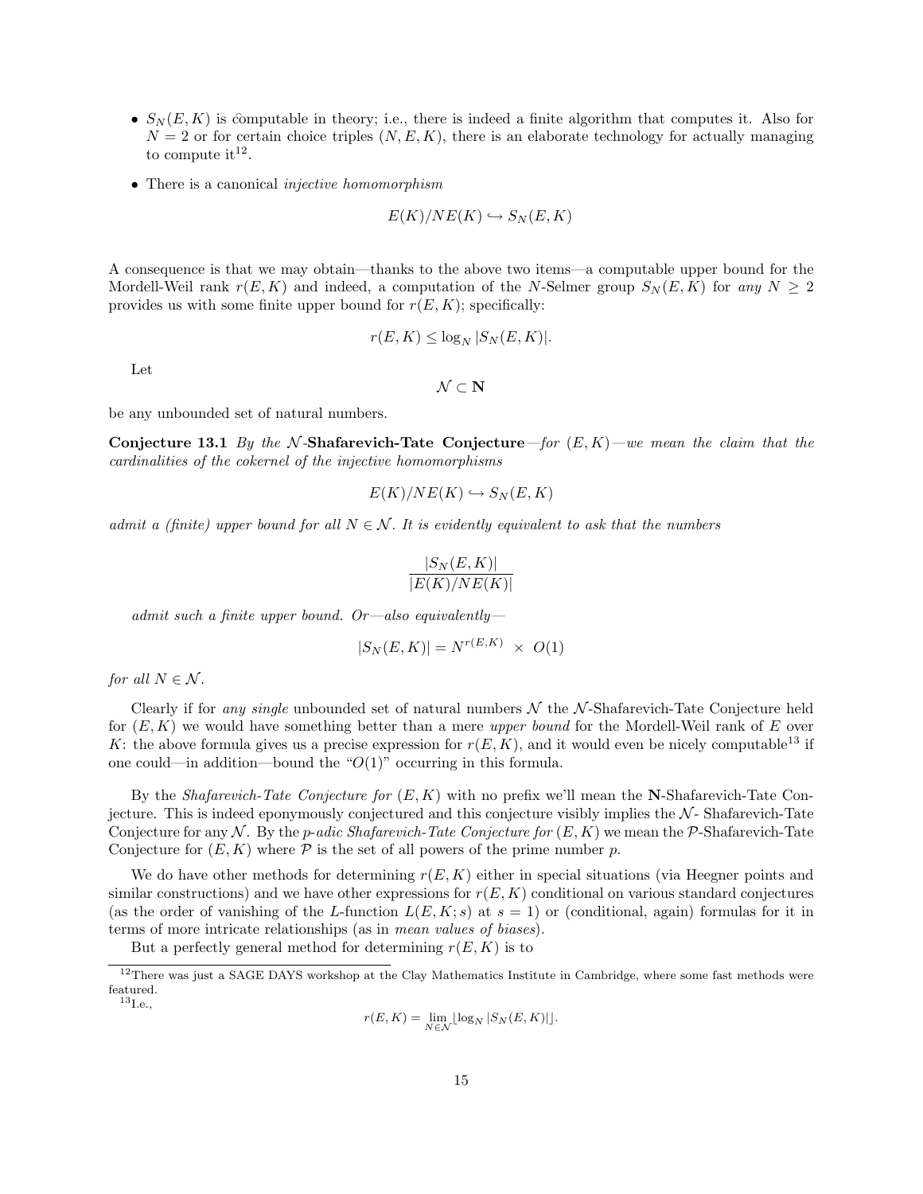- $S_N(E, K)$ is computable in theory; i.e., there is indeed a finite algorithm that computes it. Also for $N = 2$ or for certain choice triples $(N, E, K)$, there is an elaborate technology for actually managing to compute it[12].

- There is a canonical *injective homomorphism*

$$E(K)/NE(K) \hookrightarrow S_N(E, K)$$

A consequence is that we may obtain—thanks to the above two items—a computable upper bound for the Mordell-Weil rank $r(E, K)$ and indeed, a computation of the $N$-Selmer group $S_N(E, K)$ for *any* $N \geq 2$ provides us with some finite upper bound for $r(E, K)$; specifically:

$$r(E, K) \leq \log_N |S_N(E, K)|.$$

Let

$$\mathcal{N} \subset \mathbf{N}$$

be any unbounded set of natural numbers.

**Conjecture 13.1** *By the* $\mathcal{N}$-**Shafarevich-Tate Conjecture**—*for* $(E, K)$—*we mean the claim that the cardinalities of the cokernel of the injective homomorphisms*

$$E(K)/NE(K) \hookrightarrow S_N(E, K)$$

*admit a (finite) upper bound for all* $N \in \mathcal{N}$. *It is evidently equivalent to ask that the numbers*

$$\frac{|S_N(E, K)|}{|E(K)/NE(K)|}$$

*admit such a finite upper bound. Or—also equivalently—*

$$|S_N(E, K)| = N^{r(E,K)} \times O(1)$$

*for all* $N \in \mathcal{N}$.

Clearly if for *any single* unbounded set of natural numbers $\mathcal{N}$ the $\mathcal{N}$-Shafarevich-Tate Conjecture held for $(E, K)$ we would have something better than a mere *upper bound* for the Mordell-Weil rank of $E$ over $K$: the above formula gives us a precise expression for $r(E, K)$, and it would even be nicely computable[13] if one could—in addition—bound the "$O(1)$" occurring in this formula.

By the *Shafarevich-Tate Conjecture for* $(E, K)$ with no prefix we'll mean the $\mathbf{N}$-Shafarevich-Tate Conjecture. This is indeed eponymously conjectured and this conjecture visibly implies the $\mathcal{N}$- Shafarevich-Tate Conjecture for any $\mathcal{N}$. By the *p-adic Shafarevich-Tate Conjecture for* $(E, K)$ we mean the $\mathcal{P}$-Shafarevich-Tate Conjecture for $(E, K)$ where $\mathcal{P}$ is the set of all powers of the prime number $p$.

We do have other methods for determining $r(E, K)$ either in special situations (via Heegner points and similar constructions) and we have other expressions for $r(E, K)$ conditional on various standard conjectures (as the order of vanishing of the $L$-function $L(E, K; s)$ at $s = 1$) or (conditional, again) formulas for it in terms of more intricate relationships (as in *mean values of biases*).

But a perfectly general method for determining $r(E, K)$ is to

---

[12] There was just a SAGE DAYS workshop at the Clay Mathematics Institute in Cambridge, where some fast methods were featured.

[13] I.e.,

$$r(E, K) = \lim_{N \in \mathcal{N}} \lfloor \log_N |S_N(E, K)| \rfloor.$$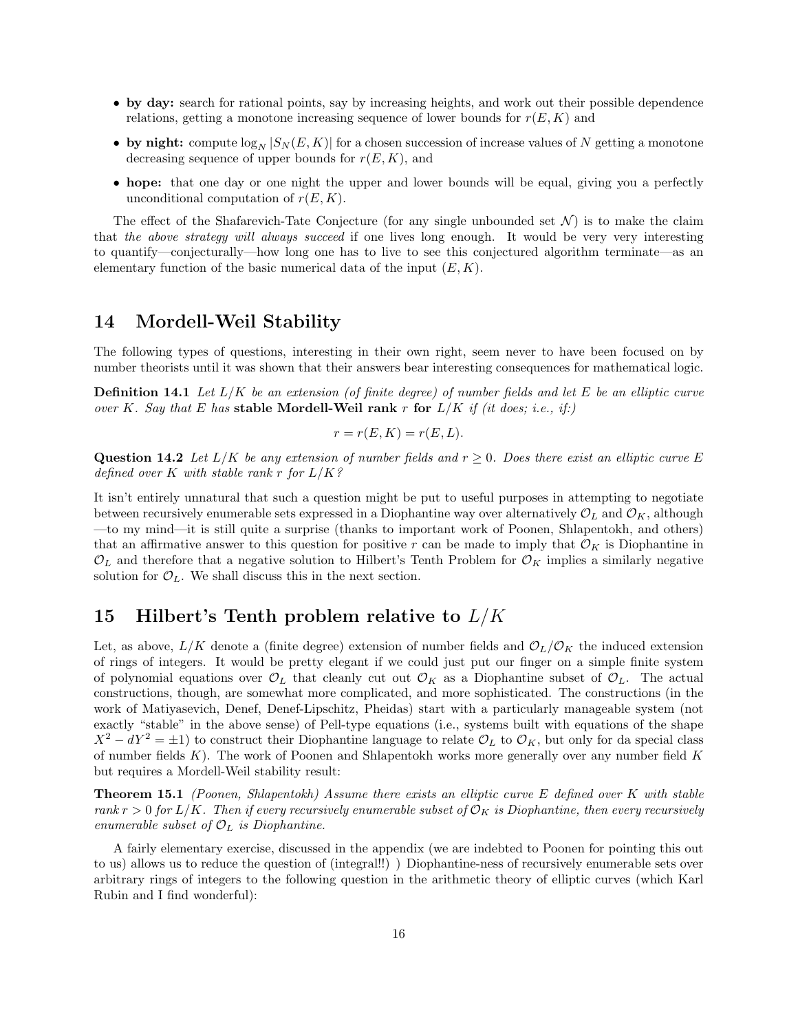- **by day:** search for rational points, say by increasing heights, and work out their possible dependence relations, getting a monotone increasing sequence of lower bounds for $r(E, K)$ and
- **by night:** compute $\log_N |S_N(E, K)|$ for a chosen succession of increase values of $N$ getting a monotone decreasing sequence of upper bounds for $r(E, K)$, and
- **hope:** that one day or one night the upper and lower bounds will be equal, giving you a perfectly unconditional computation of $r(E, K)$.

The effect of the Shafarevich-Tate Conjecture (for any single unbounded set $\mathcal{N}$) is to make the claim that *the above strategy will always succeed* if one lives long enough. It would be very very interesting to quantify—conjecturally—how long one has to live to see this conjectured algorithm terminate—as an elementary function of the basic numerical data of the input $(E, K)$.

## 14 Mordell-Weil Stability

The following types of questions, interesting in their own right, seem never to have been focused on by number theorists until it was shown that their answers bear interesting consequences for mathematical logic.

**Definition 14.1** *Let $L/K$ be an extension (of finite degree) of number fields and let $E$ be an elliptic curve over $K$. Say that $E$ has* **stable Mordell-Weil rank** $r$ **for** $L/K$ *if (it does; i.e., if:)*

$$r = r(E, K) = r(E, L).$$

**Question 14.2** *Let $L/K$ be any extension of number fields and $r \geq 0$. Does there exist an elliptic curve $E$ defined over $K$ with stable rank $r$ for $L/K$?*

It isn't entirely unnatural that such a question might be put to useful purposes in attempting to negotiate between recursively enumerable sets expressed in a Diophantine way over alternatively $\mathcal{O}_L$ and $\mathcal{O}_K$, although —to my mind—it is still quite a surprise (thanks to important work of Poonen, Shlapentokh, and others) that an affirmative answer to this question for positive $r$ can be made to imply that $\mathcal{O}_K$ is Diophantine in $\mathcal{O}_L$ and therefore that a negative solution to Hilbert's Tenth Problem for $\mathcal{O}_K$ implies a similarly negative solution for $\mathcal{O}_L$. We shall discuss this in the next section.

## 15 Hilbert's Tenth problem relative to $L/K$

Let, as above, $L/K$ denote a (finite degree) extension of number fields and $\mathcal{O}_L/\mathcal{O}_K$ the induced extension of rings of integers. It would be pretty elegant if we could just put our finger on a simple finite system of polynomial equations over $\mathcal{O}_L$ that cleanly cut out $\mathcal{O}_K$ as a Diophantine subset of $\mathcal{O}_L$. The actual constructions, though, are somewhat more complicated, and more sophisticated. The constructions (in the work of Matiyasevich, Denef, Denef-Lipschitz, Pheidas) start with a particularly manageable system (not exactly "stable" in the above sense) of Pell-type equations (i.e., systems built with equations of the shape $X^2 - dY^2 = \pm 1$) to construct their Diophantine language to relate $\mathcal{O}_L$ to $\mathcal{O}_K$, but only for da special class of number fields $K$). The work of Poonen and Shlapentokh works more generally over any number field $K$ but requires a Mordell-Weil stability result:

**Theorem 15.1** *(Poonen, Shlapentokh) Assume there exists an elliptic curve $E$ defined over $K$ with stable rank $r > 0$ for $L/K$. Then if every recursively enumerable subset of $\mathcal{O}_K$ is Diophantine, then every recursively enumerable subset of $\mathcal{O}_L$ is Diophantine.*

A fairly elementary exercise, discussed in the appendix (we are indebted to Poonen for pointing this out to us) allows us to reduce the question of (integral!!) ) Diophantine-ness of recursively enumerable sets over arbitrary rings of integers to the following question in the arithmetic theory of elliptic curves (which Karl Rubin and I find wonderful):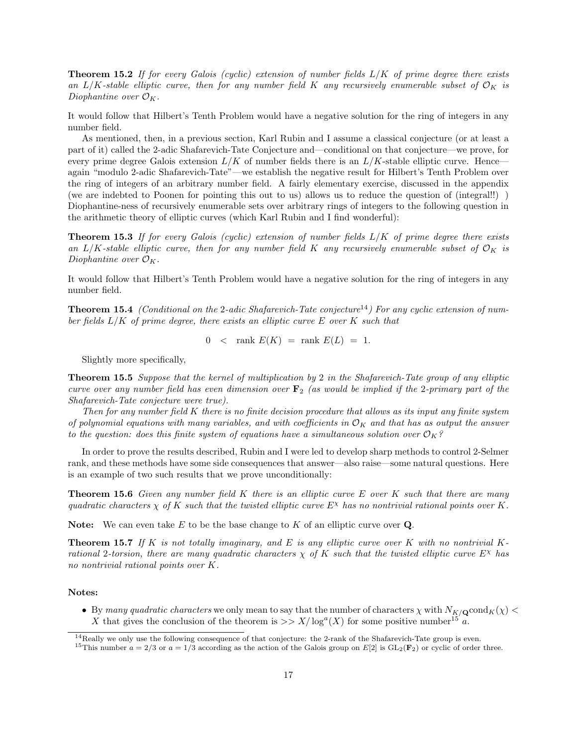**Theorem 15.2** *If for every Galois (cyclic) extension of number fields $L/K$ of prime degree there exists an $L/K$-stable elliptic curve, then for any number field $K$ any recursively enumerable subset of $\mathcal{O}_K$ is Diophantine over $\mathcal{O}_K$.*

It would follow that Hilbert's Tenth Problem would have a negative solution for the ring of integers in any number field.

As mentioned, then, in a previous section, Karl Rubin and I assume a classical conjecture (or at least a part of it) called the 2-adic Shafarevich-Tate Conjecture and—conditional on that conjecture—we prove, for every prime degree Galois extension $L/K$ of number fields there is an $L/K$-stable elliptic curve. Hence—again "modulo 2-adic Shafarevich-Tate"—we establish the negative result for Hilbert's Tenth Problem over the ring of integers of an arbitrary number field. A fairly elementary exercise, discussed in the appendix (we are indebted to Poonen for pointing this out to us) allows us to reduce the question of (integral!!) ) Diophantine-ness of recursively enumerable sets over arbitrary rings of integers to the following question in the arithmetic theory of elliptic curves (which Karl Rubin and I find wonderful):

**Theorem 15.3** *If for every Galois (cyclic) extension of number fields $L/K$ of prime degree there exists an $L/K$-stable elliptic curve, then for any number field $K$ any recursively enumerable subset of $\mathcal{O}_K$ is Diophantine over $\mathcal{O}_K$.*

It would follow that Hilbert's Tenth Problem would have a negative solution for the ring of integers in any number field.

**Theorem 15.4** *(Conditional on the 2-adic Shafarevich-Tate conjecture[14]) For any cyclic extension of number fields $L/K$ of prime degree, there exists an elliptic curve $E$ over $K$ such that*

$$0 \;\; < \;\; \text{rank } E(K) \;\; = \;\; \text{rank } E(L) \;\; = \;\; 1.$$

Slightly more specifically,

**Theorem 15.5** *Suppose that the kernel of multiplication by 2 in the Shafarevich-Tate group of any elliptic curve over any number field has even dimension over $\mathbf{F}_2$ (as would be implied if the 2-primary part of the Shafarevich-Tate conjecture were true).*

*Then for any number field $K$ there is no finite decision procedure that allows as its input any finite system of polynomial equations with many variables, and with coefficients in $\mathcal{O}_K$ and that has as output the answer to the question: does this finite system of equations have a simultaneous solution over $\mathcal{O}_K$?*

In order to prove the results described, Rubin and I were led to develop sharp methods to control 2-Selmer rank, and these methods have some side consequences that answer—also raise—some natural questions. Here is an example of two such results that we prove unconditionally:

**Theorem 15.6** *Given any number field $K$ there is an elliptic curve $E$ over $K$ such that there are many quadratic characters $\chi$ of $K$ such that the twisted elliptic curve $E^\chi$ has no nontrivial rational points over $K$.*

**Note:** We can even take $E$ to be the base change to $K$ of an elliptic curve over $\mathbf{Q}$.

**Theorem 15.7** *If $K$ is not totally imaginary, and $E$ is any elliptic curve over $K$ with no nontrivial $K$-rational 2-torsion, there are many quadratic characters $\chi$ of $K$ such that the twisted elliptic curve $E^\chi$ has no nontrivial rational points over $K$.*

**Notes:**

- By *many quadratic characters* we only mean to say that the number of characters $\chi$ with $N_{K/\mathbf{Q}}\text{cond}_K(\chi) < X$ that gives the conclusion of the theorem is $>> X/\log^a(X)$ for some positive number[15] $a$.

[14] Really we only use the following consequence of that conjecture: the 2-rank of the Shafarevich-Tate group is even.

[15] This number $a = 2/3$ or $a = 1/3$ according as the action of the Galois group on $E[2]$ is $\text{GL}_2(\mathbf{F}_2)$ or cyclic of order three.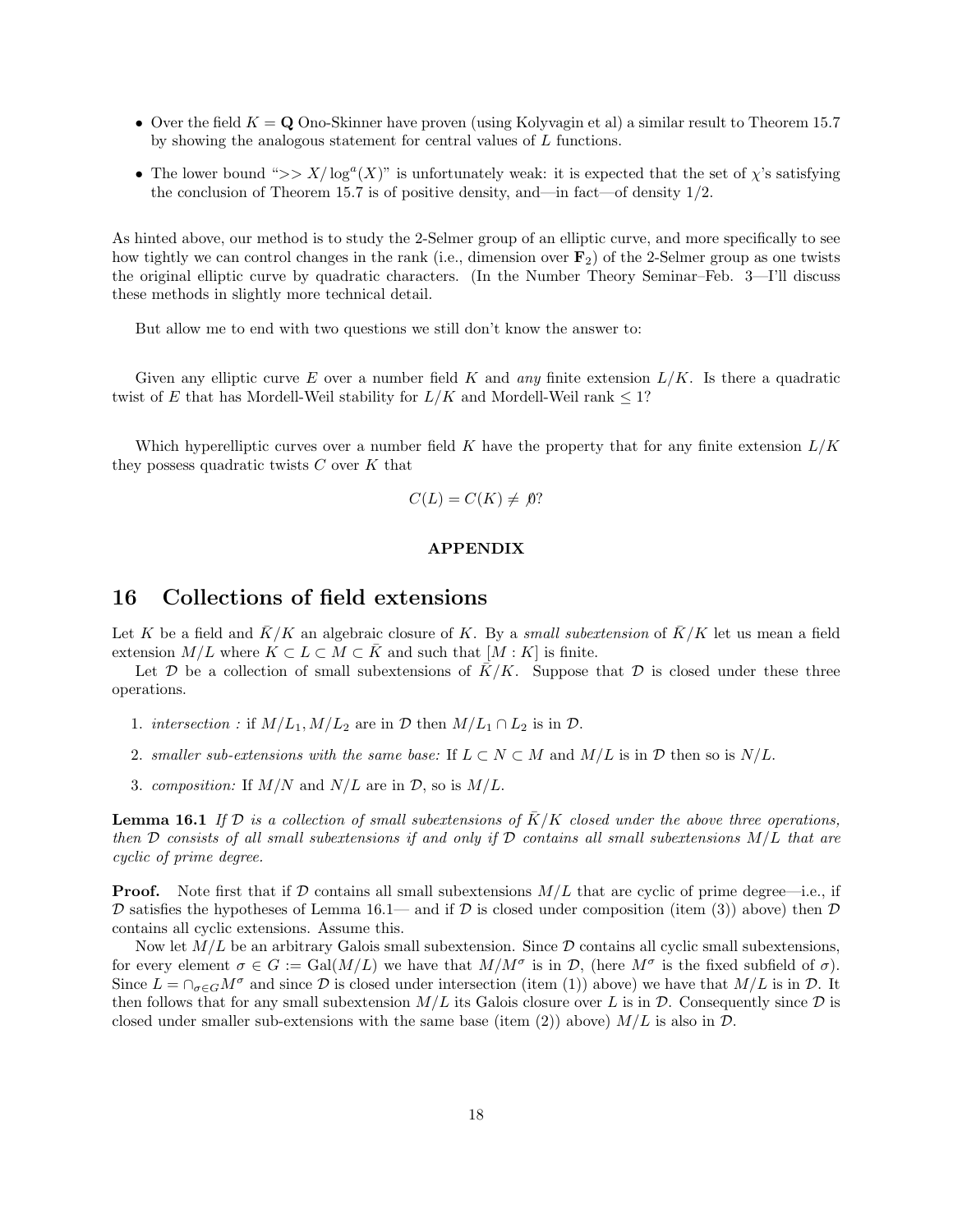- Over the field $K = \mathbf{Q}$ Ono-Skinner have proven (using Kolyvagin et al) a similar result to Theorem 15.7 by showing the analogous statement for central values of $L$ functions.
- The lower bound "$>> X/\log^a(X)$" is unfortunately weak: it is expected that the set of $\chi$'s satisfying the conclusion of Theorem 15.7 is of positive density, and—in fact—of density 1/2.

As hinted above, our method is to study the 2-Selmer group of an elliptic curve, and more specifically to see how tightly we can control changes in the rank (i.e., dimension over $\mathbf{F}_2$) of the 2-Selmer group as one twists the original elliptic curve by quadratic characters. (In the Number Theory Seminar–Feb. 3—I'll discuss these methods in slightly more technical detail.

But allow me to end with two questions we still don't know the answer to:

Given any elliptic curve $E$ over a number field $K$ and *any* finite extension $L/K$. Is there a quadratic twist of $E$ that has Mordell-Weil stability for $L/K$ and Mordell-Weil rank $\leq 1$?

Which hyperelliptic curves over a number field $K$ have the property that for any finite extension $L/K$ they possess quadratic twists $C$ over $K$ that

$$C(L) = C(K) \neq \emptyset?$$

**APPENDIX**

# 16 Collections of field extensions

Let $K$ be a field and $\bar{K}/K$ an algebraic closure of $K$. By a *small subextension* of $\bar{K}/K$ let us mean a field extension $M/L$ where $K \subset L \subset M \subset \bar{K}$ and such that $[M:K]$ is finite.

Let $\mathcal{D}$ be a collection of small subextensions of $\bar{K}/K$. Suppose that $\mathcal{D}$ is closed under these three operations.

1. *intersection :* if $M/L_1, M/L_2$ are in $\mathcal{D}$ then $M/L_1 \cap L_2$ is in $\mathcal{D}$.
2. *smaller sub-extensions with the same base:* If $L \subset N \subset M$ and $M/L$ is in $\mathcal{D}$ then so is $N/L$.
3. *composition:* If $M/N$ and $N/L$ are in $\mathcal{D}$, so is $M/L$.

**Lemma 16.1** *If $\mathcal{D}$ is a collection of small subextensions of $\bar{K}/K$ closed under the above three operations, then $\mathcal{D}$ consists of all small subextensions if and only if $\mathcal{D}$ contains all small subextensions $M/L$ that are cyclic of prime degree.*

**Proof.** Note first that if $\mathcal{D}$ contains all small subextensions $M/L$ that are cyclic of prime degree—i.e., if $\mathcal{D}$ satisfies the hypotheses of Lemma 16.1— and if $\mathcal{D}$ is closed under composition (item (3)) above) then $\mathcal{D}$ contains all cyclic extensions. Assume this.

Now let $M/L$ be an arbitrary Galois small subextension. Since $\mathcal{D}$ contains all cyclic small subextensions, for every element $\sigma \in G := \mathrm{Gal}(M/L)$ we have that $M/M^\sigma$ is in $\mathcal{D}$, (here $M^\sigma$ is the fixed subfield of $\sigma$). Since $L = \cap_{\sigma \in G} M^\sigma$ and since $\mathcal{D}$ is closed under intersection (item (1)) above) we have that $M/L$ is in $\mathcal{D}$. It then follows that for any small subextension $M/L$ its Galois closure over $L$ is in $\mathcal{D}$. Consequently since $\mathcal{D}$ is closed under smaller sub-extensions with the same base (item (2)) above) $M/L$ is also in $\mathcal{D}$.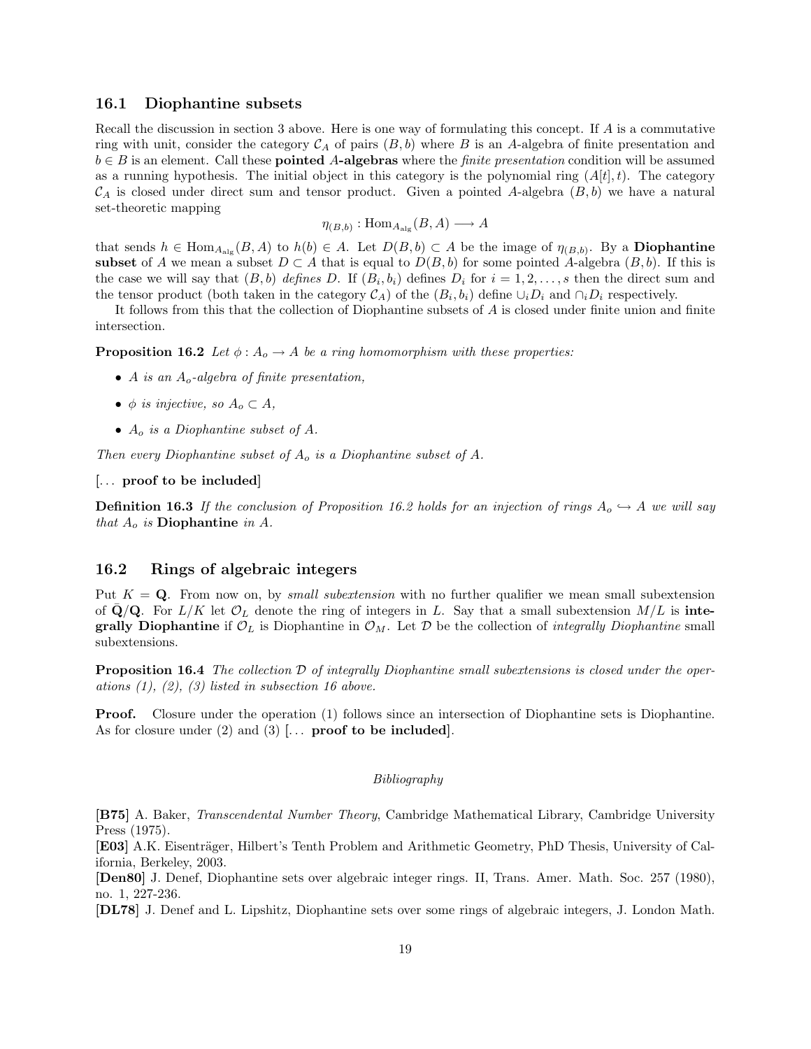### 16.1 Diophantine subsets

Recall the discussion in section 3 above. Here is one way of formulating this concept. If $A$ is a commutative ring with unit, consider the category $\mathcal{C}_A$ of pairs $(B, b)$ where $B$ is an $A$-algebra of finite presentation and $b \in B$ is an element. Call these **pointed $A$-algebras** where the *finite presentation* condition will be assumed as a running hypothesis. The initial object in this category is the polynomial ring $(A[t], t)$. The category $\mathcal{C}_A$ is closed under direct sum and tensor product. Given a pointed $A$-algebra $(B, b)$ we have a natural set-theoretic mapping

$$\eta_{(B,b)} : \mathrm{Hom}_{A_{\mathrm{alg}}}(B, A) \longrightarrow A$$

that sends $h \in \mathrm{Hom}_{A_{\mathrm{alg}}}(B, A)$ to $h(b) \in A$. Let $D(B, b) \subset A$ be the image of $\eta_{(B,b)}$. By a **Diophantine subset** of $A$ we mean a subset $D \subset A$ that is equal to $D(B, b)$ for some pointed $A$-algebra $(B, b)$. If this is the case we will say that $(B, b)$ *defines* $D$. If $(B_i, b_i)$ defines $D_i$ for $i = 1, 2, \ldots, s$ then the direct sum and the tensor product (both taken in the category $\mathcal{C}_A$) of the $(B_i, b_i)$ define $\cup_i D_i$ and $\cap_i D_i$ respectively.

It follows from this that the collection of Diophantine subsets of $A$ is closed under finite union and finite intersection.

**Proposition 16.2** *Let $\phi : A_o \to A$ be a ring homomorphism with these properties:*

- *$A$ is an $A_o$-algebra of finite presentation,*
- *$\phi$ is injective, so $A_o \subset A$,*
- *$A_o$ is a Diophantine subset of $A$.*

*Then every Diophantine subset of $A_o$ is a Diophantine subset of $A$.*

[... **proof to be included**]

**Definition 16.3** *If the conclusion of Proposition 16.2 holds for an injection of rings $A_o \hookrightarrow A$ we will say that $A_o$ is* **Diophantine** *in $A$.*

### 16.2 Rings of algebraic integers

Put $K = \mathbf{Q}$. From now on, by *small subextension* with no further qualifier we mean small subextension of $\bar{\mathbf{Q}}/\mathbf{Q}$. For $L/K$ let $\mathcal{O}_L$ denote the ring of integers in $L$. Say that a small subextension $M/L$ is **integrally Diophantine** if $\mathcal{O}_L$ is Diophantine in $\mathcal{O}_M$. Let $\mathcal{D}$ be the collection of *integrally Diophantine* small subextensions.

**Proposition 16.4** *The collection $\mathcal{D}$ of integrally Diophantine small subextensions is closed under the operations (1), (2), (3) listed in subsection 16 above.*

**Proof.** Closure under the operation (1) follows since an intersection of Diophantine sets is Diophantine. As for closure under (2) and (3) [... **proof to be included**].

*Bibliography*

**[B75]** A. Baker, *Transcendental Number Theory*, Cambridge Mathematical Library, Cambridge University Press (1975).

**[E03]** A.K. Eisenträger, Hilbert's Tenth Problem and Arithmetic Geometry, PhD Thesis, University of California, Berkeley, 2003.

**[Den80]** J. Denef, Diophantine sets over algebraic integer rings. II, Trans. Amer. Math. Soc. 257 (1980), no. 1, 227-236.

**[DL78]** J. Denef and L. Lipshitz, Diophantine sets over some rings of algebraic integers, J. London Math.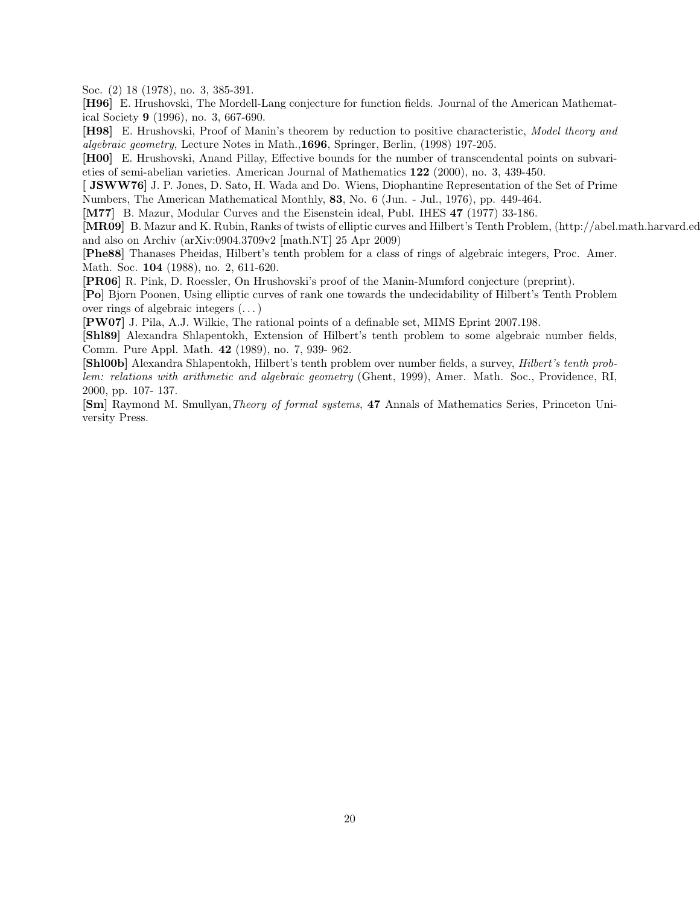Soc. (2) 18 (1978), no. 3, 385-391.

**[H96]** E. Hrushovski, The Mordell-Lang conjecture for function fields. Journal of the American Mathematical Society **9** (1996), no. 3, 667-690.

**[H98]** E. Hrushovski, Proof of Manin's theorem by reduction to positive characteristic, *Model theory and algebraic geometry,* Lecture Notes in Math.,**1696**, Springer, Berlin, (1998) 197-205.

**[H00]** E. Hrushovski, Anand Pillay, Effective bounds for the number of transcendental points on subvarieties of semi-abelian varieties. American Journal of Mathematics **122** (2000), no. 3, 439-450.

[ **JSWW76**] J. P. Jones, D. Sato, H. Wada and Do. Wiens, Diophantine Representation of the Set of Prime Numbers, The American Mathematical Monthly, **83**, No. 6 (Jun. - Jul., 1976), pp. 449-464.

**[M77]** B. Mazur, Modular Curves and the Eisenstein ideal, Publ. IHES **47** (1977) 33-186.

**[MR09]** B. Mazur and K. Rubin, Ranks of twists of elliptic curves and Hilbert's Tenth Problem, (http://abel.math.harvard.ed and also on Archiv (arXiv:0904.3709v2 [math.NT] 25 Apr 2009)

**[Phe88]** Thanases Pheidas, Hilbert's tenth problem for a class of rings of algebraic integers, Proc. Amer. Math. Soc. **104** (1988), no. 2, 611-620.

**[PR06]** R. Pink, D. Roessler, On Hrushovski's proof of the Manin-Mumford conjecture (preprint).

**[Po]** Bjorn Poonen, Using elliptic curves of rank one towards the undecidability of Hilbert's Tenth Problem over rings of algebraic integers (...)

**[PW07]** J. Pila, A.J. Wilkie, The rational points of a definable set, MIMS Eprint 2007.198.

**[Shl89]** Alexandra Shlapentokh, Extension of Hilbert's tenth problem to some algebraic number fields, Comm. Pure Appl. Math. **42** (1989), no. 7, 939- 962.

**[Shl00b]** Alexandra Shlapentokh, Hilbert's tenth problem over number fields, a survey, *Hilbert's tenth problem: relations with arithmetic and algebraic geometry* (Ghent, 1999), Amer. Math. Soc., Providence, RI, 2000, pp. 107- 137.

**[Sm]** Raymond M. Smullyan,*Theory of formal systems*, **47** Annals of Mathematics Series, Princeton University Press.